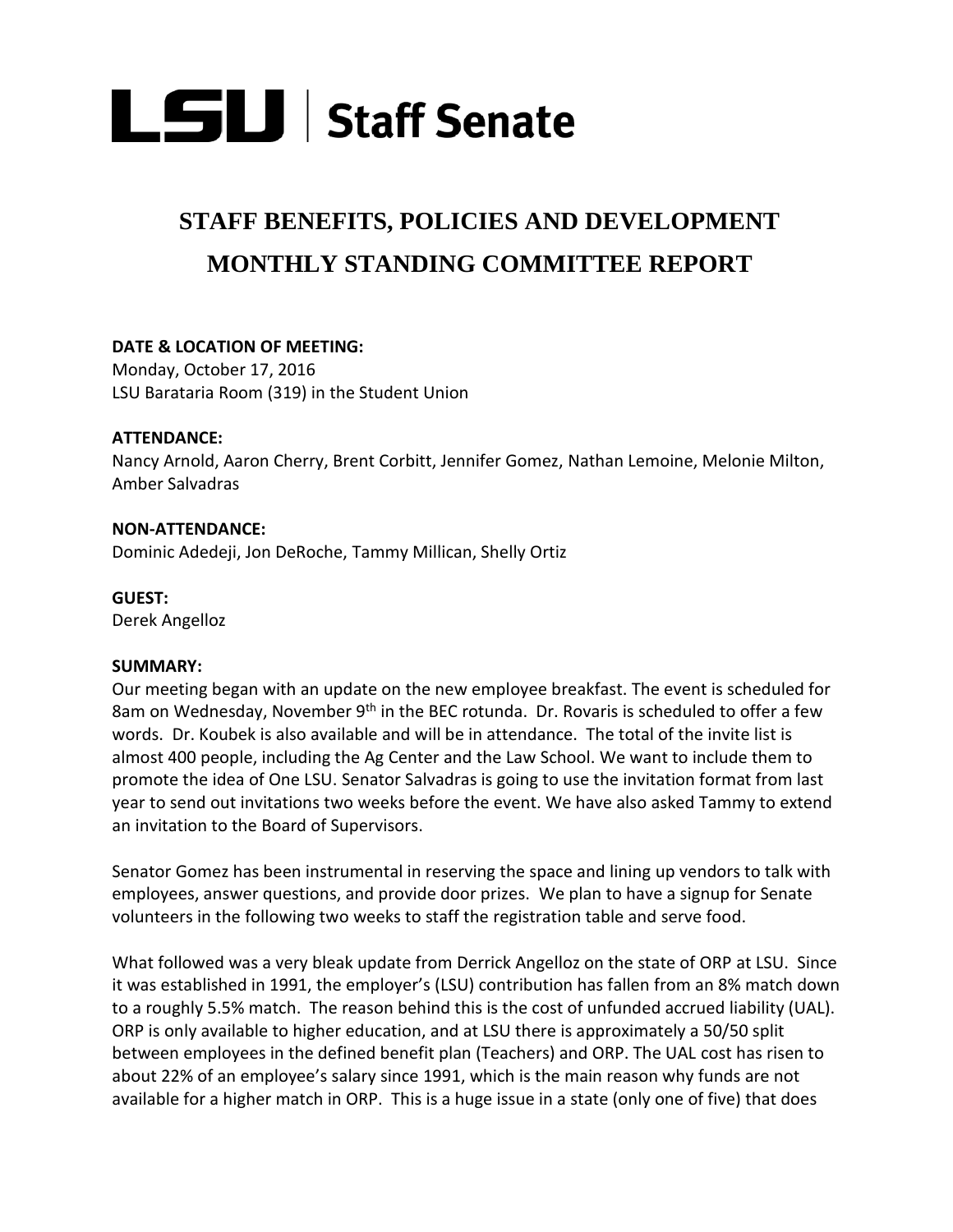# LSU | Staff Senate

## STAFF BENEFITS, POLICIES AND DEVELOPMENT MONTHLY STANDING COMMITTEE REPORT

**DATE & LOCATION OF MEETING:**
Monday, October 17, 2016
LSU Barataria Room (319) in the Student Union

**ATTENDANCE:**
Nancy Arnold, Aaron Cherry, Brent Corbitt, Jennifer Gomez, Nathan Lemoine, Melonie Milton, Amber Salvadras

**NON-ATTENDANCE:**
Dominic Adedeji, Jon DeRoche, Tammy Millican, Shelly Ortiz

**GUEST:**
Derek Angelloz

**SUMMARY:**
Our meeting began with an update on the new employee breakfast. The event is scheduled for 8am on Wednesday, November 9th in the BEC rotunda. Dr. Rovaris is scheduled to offer a few words. Dr. Koubek is also available and will be in attendance. The total of the invite list is almost 400 people, including the Ag Center and the Law School. We want to include them to promote the idea of One LSU. Senator Salvadras is going to use the invitation format from last year to send out invitations two weeks before the event. We have also asked Tammy to extend an invitation to the Board of Supervisors.

Senator Gomez has been instrumental in reserving the space and lining up vendors to talk with employees, answer questions, and provide door prizes. We plan to have a signup for Senate volunteers in the following two weeks to staff the registration table and serve food.

What followed was a very bleak update from Derrick Angelloz on the state of ORP at LSU. Since it was established in 1991, the employer's (LSU) contribution has fallen from an 8% match down to a roughly 5.5% match. The reason behind this is the cost of unfunded accrued liability (UAL). ORP is only available to higher education, and at LSU there is approximately a 50/50 split between employees in the defined benefit plan (Teachers) and ORP. The UAL cost has risen to about 22% of an employee's salary since 1991, which is the main reason why funds are not available for a higher match in ORP. This is a huge issue in a state (only one of five) that does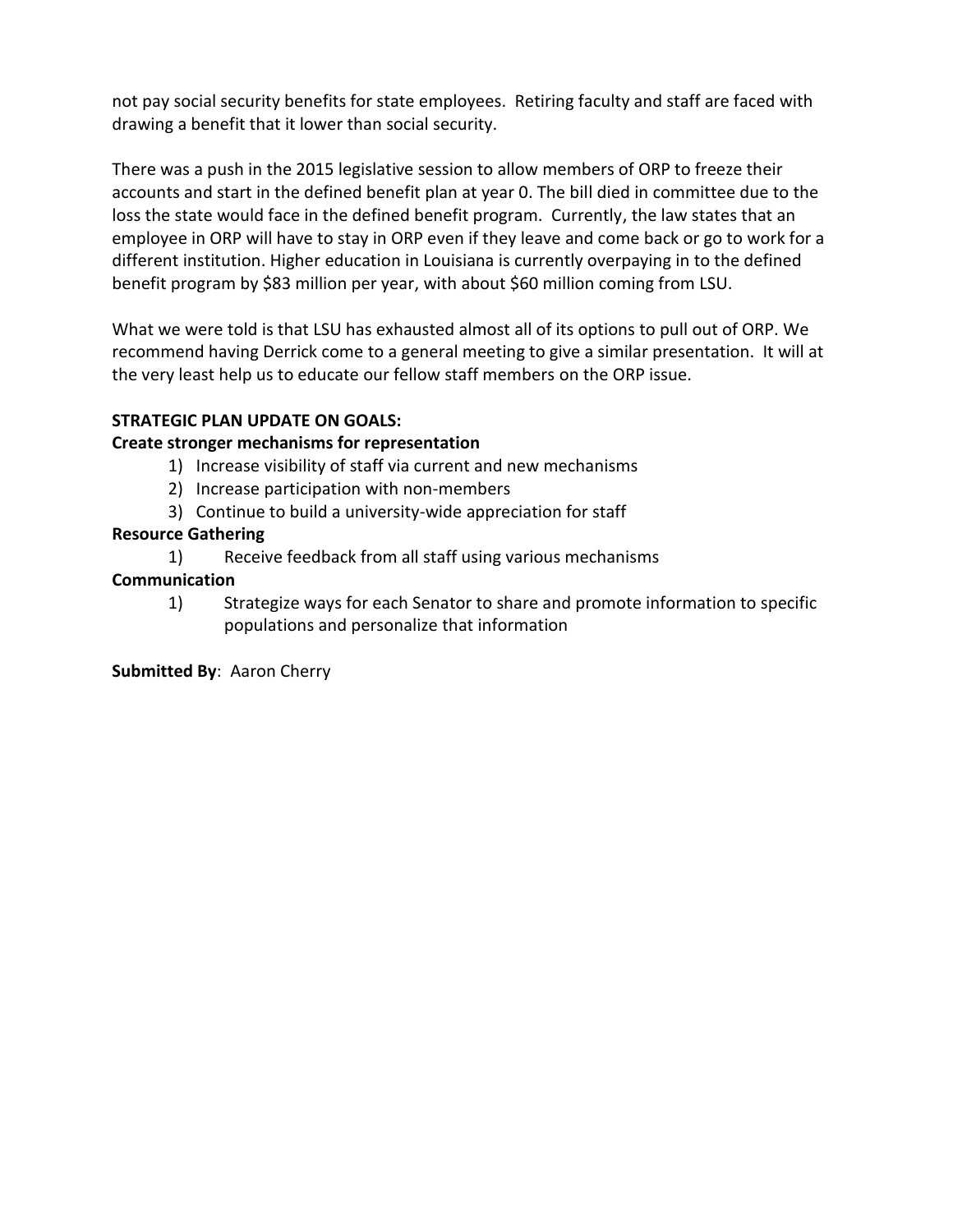not pay social security benefits for state employees. Retiring faculty and staff are faced with drawing a benefit that it lower than social security.

There was a push in the 2015 legislative session to allow members of ORP to freeze their accounts and start in the defined benefit plan at year 0. The bill died in committee due to the loss the state would face in the defined benefit program. Currently, the law states that an employee in ORP will have to stay in ORP even if they leave and come back or go to work for a different institution. Higher education in Louisiana is currently overpaying in to the defined benefit program by $83 million per year, with about $60 million coming from LSU.

What we were told is that LSU has exhausted almost all of its options to pull out of ORP. We recommend having Derrick come to a general meeting to give a similar presentation. It will at the very least help us to educate our fellow staff members on the ORP issue.

**STRATEGIC PLAN UPDATE ON GOALS:**

**Create stronger mechanisms for representation**

1) Increase visibility of staff via current and new mechanisms
2) Increase participation with non-members
3) Continue to build a university-wide appreciation for staff

**Resource Gathering**

1) Receive feedback from all staff using various mechanisms

**Communication**

1) Strategize ways for each Senator to share and promote information to specific populations and personalize that information

**Submitted By**: Aaron Cherry